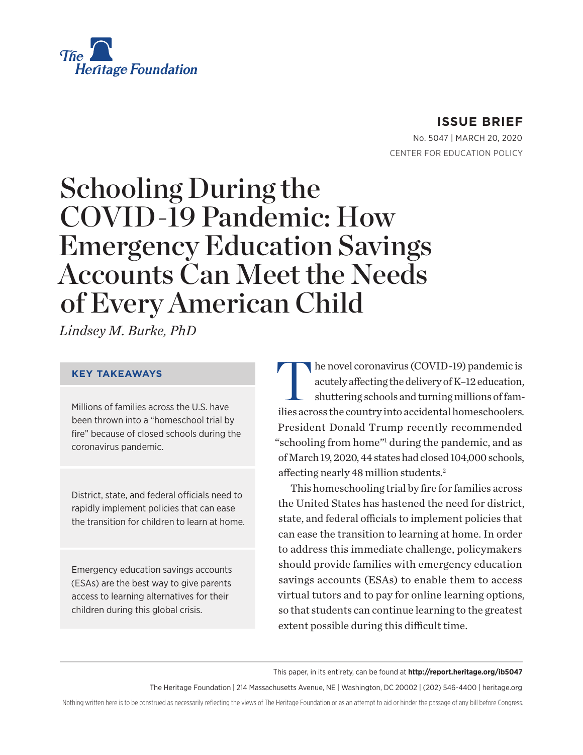**ISSUE BRIEF**

No. 5047 | MARCH 20, 2020

CENTER FOR EDUCATION POLICY

# Schooling During the COVID-19 Pandemic: How Emergency Education Savings Accounts Can Meet the Needs of Every American Child

*Lindsey M. Burke, PhD*

### KEY TAKEAWAYS

Millions of families across the U.S. have been thrown into a "homeschool trial by fire" because of closed schools during the coronavirus pandemic.

District, state, and federal officials need to rapidly implement policies that can ease the transition for children to learn at home.

Emergency education savings accounts (ESAs) are the best way to give parents access to learning alternatives for their children during this global crisis.

The novel coronavirus (COVID-19) pandemic is acutely affecting the delivery of K–12 education, shuttering schools and turning millions of families across the country into accidental homeschoolers. President Donald Trump recently recommended "schooling from home"[1] during the pandemic, and as of March 19, 2020, 44 states had closed 104,000 schools, affecting nearly 48 million students.[2]

This homeschooling trial by fire for families across the United States has hastened the need for district, state, and federal officials to implement policies that can ease the transition to learning at home. In order to address this immediate challenge, policymakers should provide families with emergency education savings accounts (ESAs) to enable them to access virtual tutors and to pay for online learning options, so that students can continue learning to the greatest extent possible during this difficult time.

This paper, in its entirety, can be found at **http://report.heritage.org/ib5047**

The Heritage Foundation | 214 Massachusetts Avenue, NE | Washington, DC 20002 | (202) 546-4400 | heritage.org

Nothing written here is to be construed as necessarily reflecting the views of The Heritage Foundation or as an attempt to aid or hinder the passage of any bill before Congress.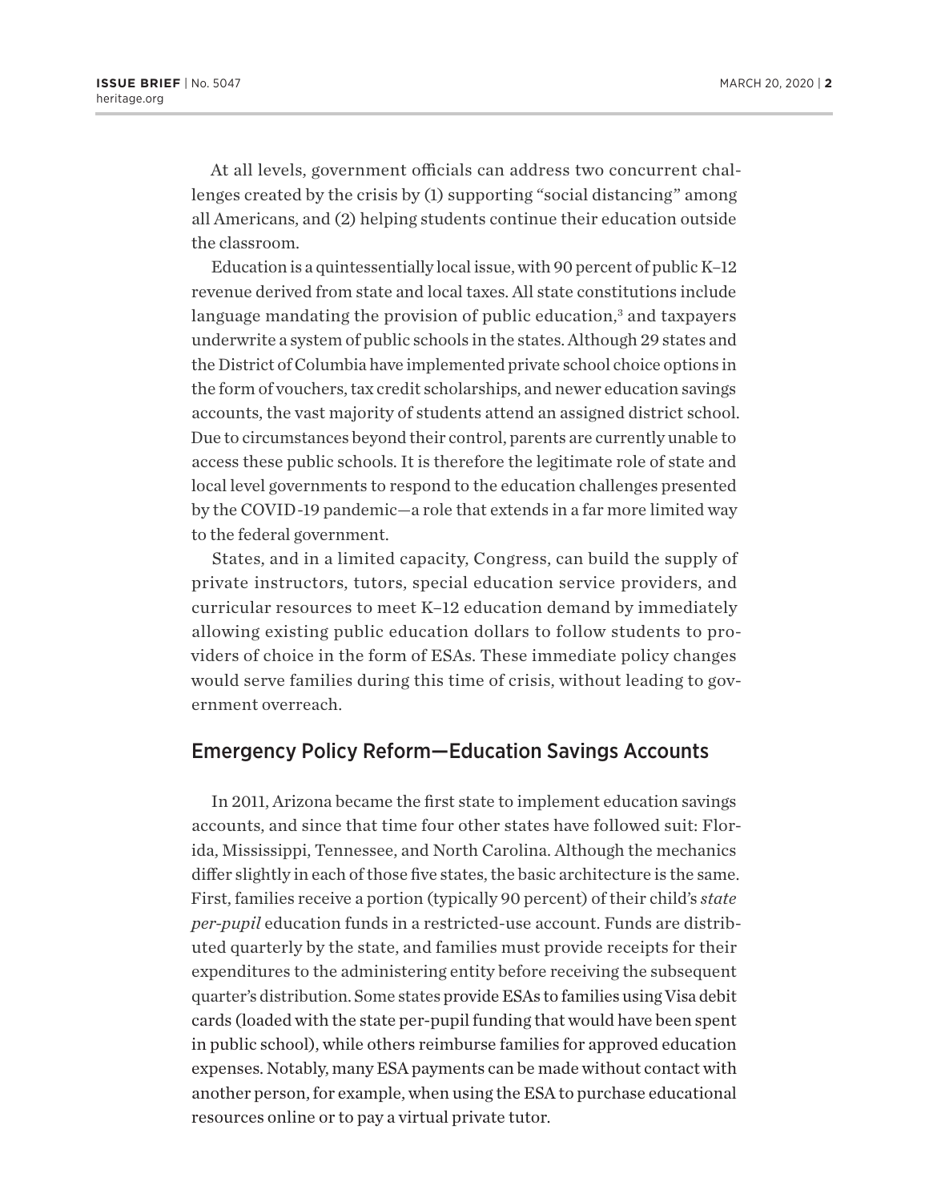At all levels, government officials can address two concurrent challenges created by the crisis by (1) supporting "social distancing" among all Americans, and (2) helping students continue their education outside the classroom.

Education is a quintessentially local issue, with 90 percent of public K–12 revenue derived from state and local taxes. All state constitutions include language mandating the provision of public education,[3] and taxpayers underwrite a system of public schools in the states. Although 29 states and the District of Columbia have implemented private school choice options in the form of vouchers, tax credit scholarships, and newer education savings accounts, the vast majority of students attend an assigned district school. Due to circumstances beyond their control, parents are currently unable to access these public schools. It is therefore the legitimate role of state and local level governments to respond to the education challenges presented by the COVID-19 pandemic—a role that extends in a far more limited way to the federal government.

States, and in a limited capacity, Congress, can build the supply of private instructors, tutors, special education service providers, and curricular resources to meet K–12 education demand by immediately allowing existing public education dollars to follow students to providers of choice in the form of ESAs. These immediate policy changes would serve families during this time of crisis, without leading to government overreach.

## Emergency Policy Reform—Education Savings Accounts

In 2011, Arizona became the first state to implement education savings accounts, and since that time four other states have followed suit: Florida, Mississippi, Tennessee, and North Carolina. Although the mechanics differ slightly in each of those five states, the basic architecture is the same. First, families receive a portion (typically 90 percent) of their child's *state per-pupil* education funds in a restricted-use account. Funds are distributed quarterly by the state, and families must provide receipts for their expenditures to the administering entity before receiving the subsequent quarter's distribution. Some states provide ESAs to families using Visa debit cards (loaded with the state per-pupil funding that would have been spent in public school), while others reimburse families for approved education expenses. Notably, many ESA payments can be made without contact with another person, for example, when using the ESA to purchase educational resources online or to pay a virtual private tutor.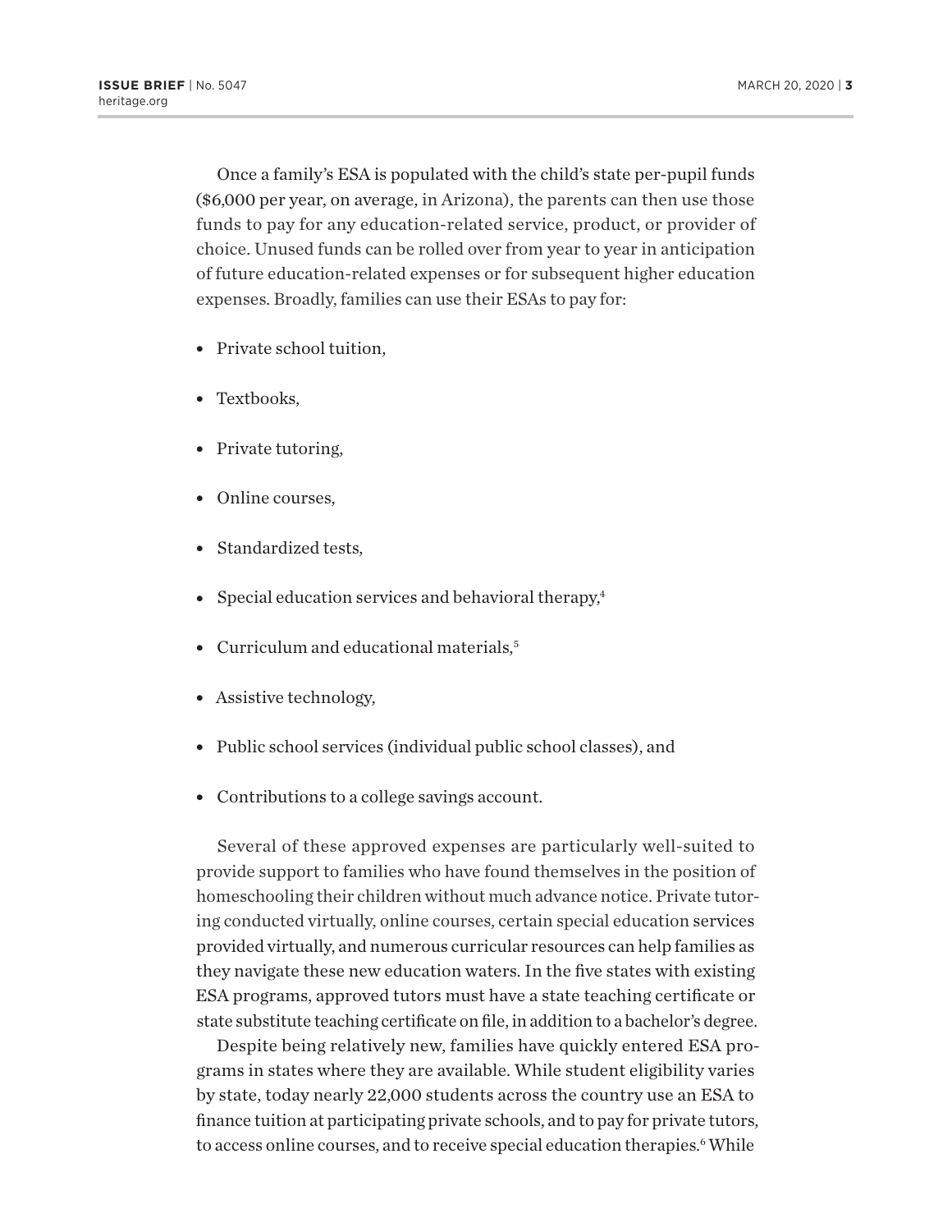Once a family's ESA is populated with the child's state per-pupil funds ($6,000 per year, on average, in Arizona), the parents can then use those funds to pay for any education-related service, product, or provider of choice. Unused funds can be rolled over from year to year in anticipation of future education-related expenses or for subsequent higher education expenses. Broadly, families can use their ESAs to pay for:

- Private school tuition,
- Textbooks,
- Private tutoring,
- Online courses,
- Standardized tests,
- Special education services and behavioral therapy,[4]
- Curriculum and educational materials,[5]
- Assistive technology,
- Public school services (individual public school classes), and
- Contributions to a college savings account.

Several of these approved expenses are particularly well-suited to provide support to families who have found themselves in the position of homeschooling their children without much advance notice. Private tutoring conducted virtually, online courses, certain special education services provided virtually, and numerous curricular resources can help families as they navigate these new education waters. In the five states with existing ESA programs, approved tutors must have a state teaching certificate or state substitute teaching certificate on file, in addition to a bachelor's degree.

Despite being relatively new, families have quickly entered ESA programs in states where they are available. While student eligibility varies by state, today nearly 22,000 students across the country use an ESA to finance tuition at participating private schools, and to pay for private tutors, to access online courses, and to receive special education therapies.[6] While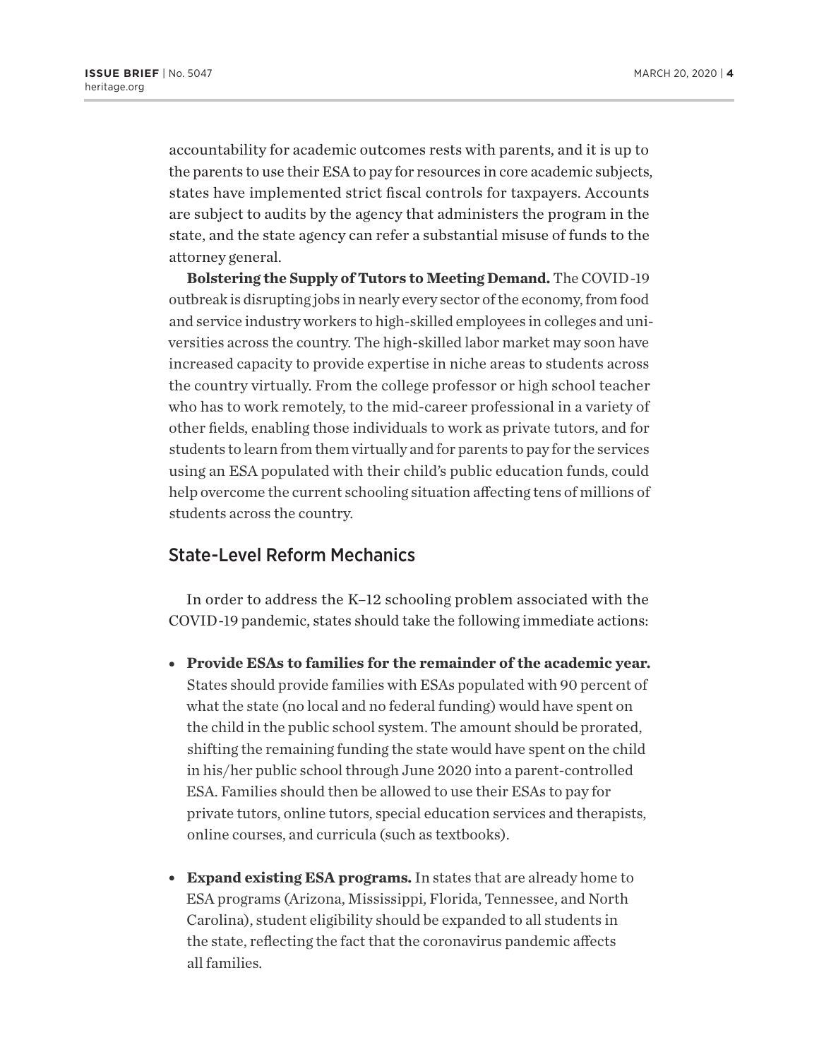accountability for academic outcomes rests with parents, and it is up to the parents to use their ESA to pay for resources in core academic subjects, states have implemented strict fiscal controls for taxpayers. Accounts are subject to audits by the agency that administers the program in the state, and the state agency can refer a substantial misuse of funds to the attorney general.

**Bolstering the Supply of Tutors to Meeting Demand.** The COVID-19 outbreak is disrupting jobs in nearly every sector of the economy, from food and service industry workers to high-skilled employees in colleges and universities across the country. The high-skilled labor market may soon have increased capacity to provide expertise in niche areas to students across the country virtually. From the college professor or high school teacher who has to work remotely, to the mid-career professional in a variety of other fields, enabling those individuals to work as private tutors, and for students to learn from them virtually and for parents to pay for the services using an ESA populated with their child's public education funds, could help overcome the current schooling situation affecting tens of millions of students across the country.

## State-Level Reform Mechanics

In order to address the K–12 schooling problem associated with the COVID-19 pandemic, states should take the following immediate actions:

- **Provide ESAs to families for the remainder of the academic year.** States should provide families with ESAs populated with 90 percent of what the state (no local and no federal funding) would have spent on the child in the public school system. The amount should be prorated, shifting the remaining funding the state would have spent on the child in his/her public school through June 2020 into a parent-controlled ESA. Families should then be allowed to use their ESAs to pay for private tutors, online tutors, special education services and therapists, online courses, and curricula (such as textbooks).

- **Expand existing ESA programs.** In states that are already home to ESA programs (Arizona, Mississippi, Florida, Tennessee, and North Carolina), student eligibility should be expanded to all students in the state, reflecting the fact that the coronavirus pandemic affects all families.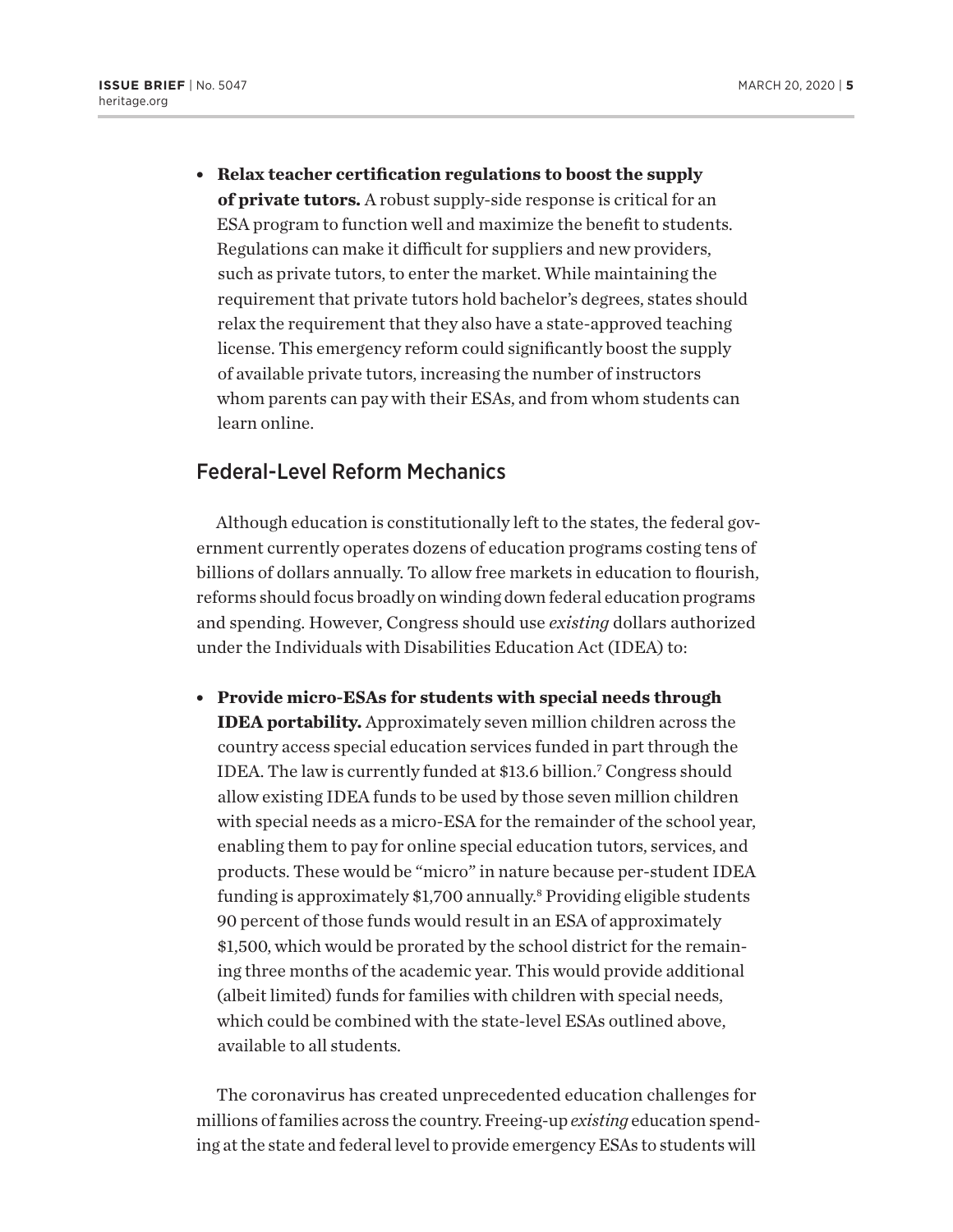- **Relax teacher certification regulations to boost the supply of private tutors.** A robust supply-side response is critical for an ESA program to function well and maximize the benefit to students. Regulations can make it difficult for suppliers and new providers, such as private tutors, to enter the market. While maintaining the requirement that private tutors hold bachelor's degrees, states should relax the requirement that they also have a state-approved teaching license. This emergency reform could significantly boost the supply of available private tutors, increasing the number of instructors whom parents can pay with their ESAs, and from whom students can learn online.

## Federal-Level Reform Mechanics

Although education is constitutionally left to the states, the federal government currently operates dozens of education programs costing tens of billions of dollars annually. To allow free markets in education to flourish, reforms should focus broadly on winding down federal education programs and spending. However, Congress should use *existing* dollars authorized under the Individuals with Disabilities Education Act (IDEA) to:

- **Provide micro-ESAs for students with special needs through IDEA portability.** Approximately seven million children across the country access special education services funded in part through the IDEA. The law is currently funded at $13.6 billion.[7] Congress should allow existing IDEA funds to be used by those seven million children with special needs as a micro-ESA for the remainder of the school year, enabling them to pay for online special education tutors, services, and products. These would be "micro" in nature because per-student IDEA funding is approximately $1,700 annually.[8] Providing eligible students 90 percent of those funds would result in an ESA of approximately $1,500, which would be prorated by the school district for the remaining three months of the academic year. This would provide additional (albeit limited) funds for families with children with special needs, which could be combined with the state-level ESAs outlined above, available to all students.

The coronavirus has created unprecedented education challenges for millions of families across the country. Freeing-up *existing* education spending at the state and federal level to provide emergency ESAs to students will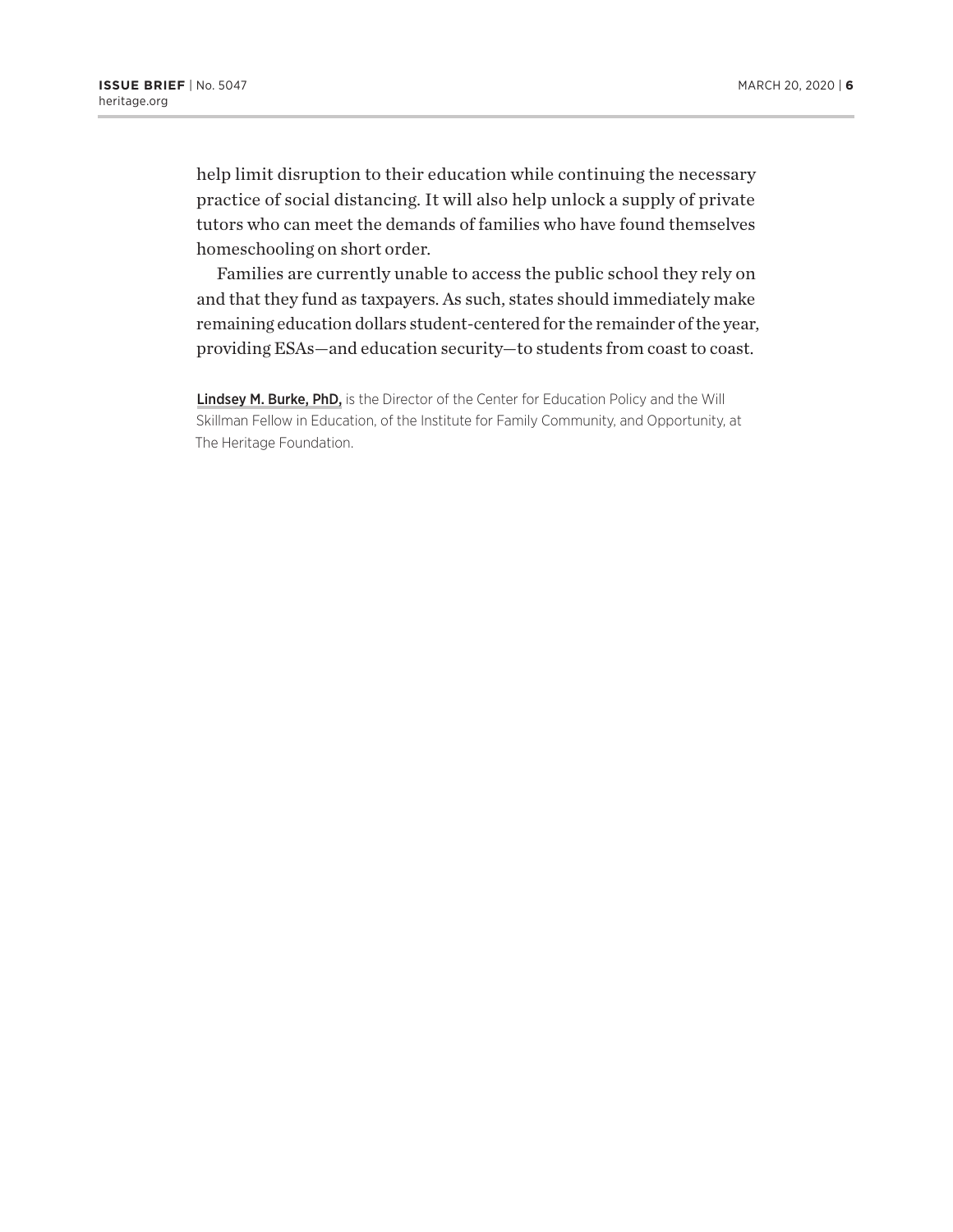help limit disruption to their education while continuing the necessary practice of social distancing. It will also help unlock a supply of private tutors who can meet the demands of families who have found themselves homeschooling on short order.

Families are currently unable to access the public school they rely on and that they fund as taxpayers. As such, states should immediately make remaining education dollars student-centered for the remainder of the year, providing ESAs—and education security—to students from coast to coast.

**Lindsey M. Burke, PhD,** is the Director of the Center for Education Policy and the Will Skillman Fellow in Education, of the Institute for Family Community, and Opportunity, at The Heritage Foundation.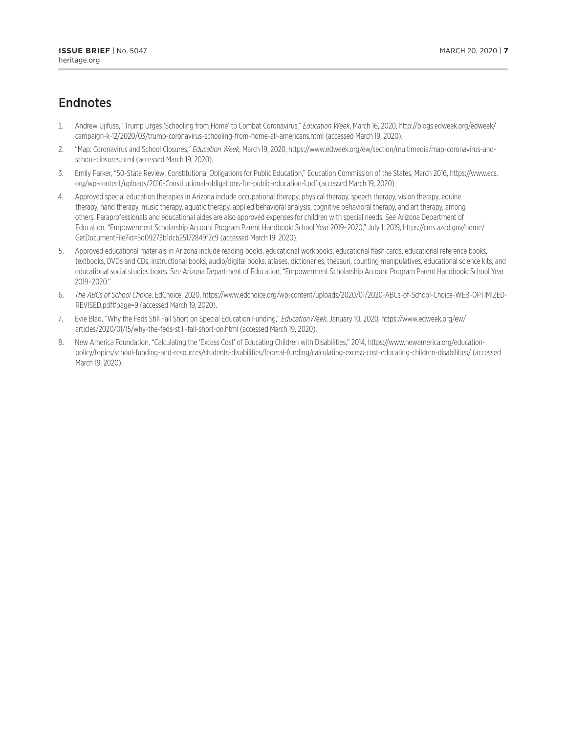## Endnotes

1. Andrew Ujifusa, "Trump Urges 'Schooling from Home' to Combat Coronavirus," *Education Week*, March 16, 2020, http://blogs.edweek.org/edweek/campaign-k-12/2020/03/trump-coronavirus-schooling-from-home-all-americans.html (accessed March 19, 2020).
2. "Map: Coronavirus and School Closures," *Education Week*, March 19, 2020, https://www.edweek.org/ew/section/multimedia/map-coronavirus-and-school-closures.html (accessed March 19, 2020).
3. Emily Parker, "50-State Review: Constitutional Obligations for Public Education," Education Commission of the States, March 2016, https://www.ecs.org/wp-content/uploads/2016-Constitutional-obligations-for-public-education-1.pdf (accessed March 19, 2020).
4. Approved special education therapies in Arizona include occupational therapy, physical therapy, speech therapy, vision therapy, equine therapy, hand therapy, music therapy, aquatic therapy, applied behavioral analysis, cognitive behavioral therapy, and art therapy, among others. Paraprofessionals and educational aides are also approved expenses for children with special needs. See Arizona Department of Education, "Empowerment Scholarship Account Program Parent Handbook: School Year 2019–2020," July 1, 2019, https://cms.azed.gov/home/GetDocumentFile?id=5d09273b1dcb25172849f2c9 (accessed March 19, 2020).
5. Approved educational materials in Arizona include reading books, educational workbooks, educational flash cards, educational reference books, textbooks, DVDs and CDs, instructional books, audio/digital books, atlases, dictionaries, thesauri, counting manipulatives, educational science kits, and educational social studies boxes. See Arizona Department of Education, "Empowerment Scholarship Account Program Parent Handbook: School Year 2019–2020."
6. *The ABCs of School Choice*, EdChoice, 2020, https://www.edchoice.org/wp-content/uploads/2020/01/2020-ABCs-of-School-Choice-WEB-OPTIMIZED-REVISED.pdf#page=9 (accessed March 19, 2020).
7. Evie Blad, "Why the Feds Still Fall Short on Special Education Funding," *EducationWeek*, January 10, 2020, https://www.edweek.org/ew/articles/2020/01/15/why-the-feds-still-fall-short-on.html (accessed March 19, 2020).
8. New America Foundation, "Calculating the 'Excess Cost' of Educating Children with Disabilities," 2014, https://www.newamerica.org/education-policy/topics/school-funding-and-resources/students-disabilities/federal-funding/calculating-excess-cost-educating-children-disabilities/ (accessed March 19, 2020).